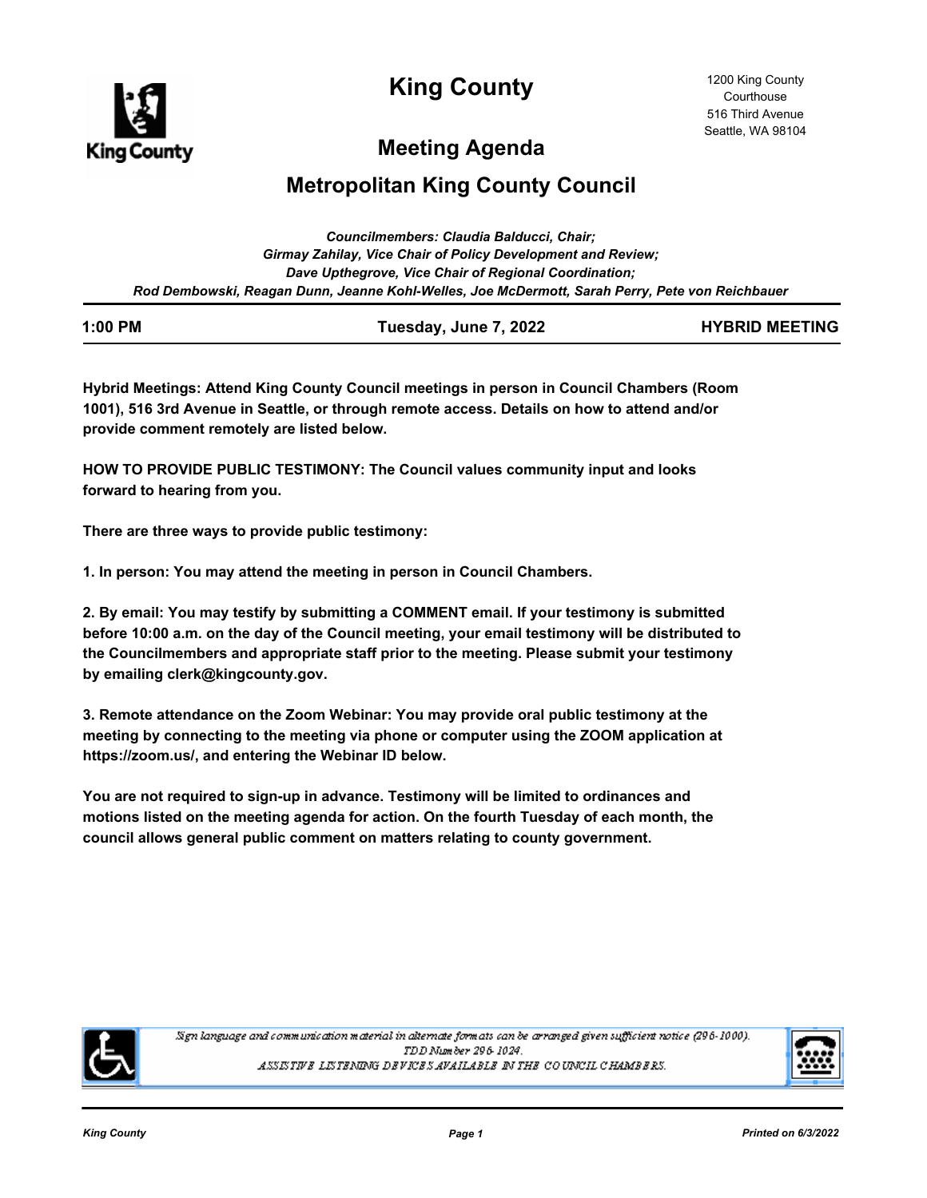# King County

1200 King County
Courthouse
516 Third Avenue
Seattle, WA 98104

## Meeting Agenda

## Metropolitan King County Council

*Councilmembers: Claudia Balducci, Chair;*
*Girmay Zahilay, Vice Chair of Policy Development and Review;*
*Dave Upthegrove, Vice Chair of Regional Coordination;*
*Rod Dembowski, Reagan Dunn, Jeanne Kohl-Welles, Joe McDermott, Sarah Perry, Pete von Reichbauer*

**1:00 PM** — **Tuesday, June 7, 2022** — **HYBRID MEETING**

**Hybrid Meetings: Attend King County Council meetings in person in Council Chambers (Room 1001), 516 3rd Avenue in Seattle, or through remote access. Details on how to attend and/or provide comment remotely are listed below.**

**HOW TO PROVIDE PUBLIC TESTIMONY: The Council values community input and looks forward to hearing from you.**

**There are three ways to provide public testimony:**

**1. In person: You may attend the meeting in person in Council Chambers.**

**2. By email: You may testify by submitting a COMMENT email. If your testimony is submitted before 10:00 a.m. on the day of the Council meeting, your email testimony will be distributed to the Councilmembers and appropriate staff prior to the meeting. Please submit your testimony by emailing clerk@kingcounty.gov.**

**3. Remote attendance on the Zoom Webinar: You may provide oral public testimony at the meeting by connecting to the meeting via phone or computer using the ZOOM application at https://zoom.us/, and entering the Webinar ID below.**

**You are not required to sign-up in advance. Testimony will be limited to ordinances and motions listed on the meeting agenda for action. On the fourth Tuesday of each month, the council allows general public comment on matters relating to county government.**

*Sign language and communication material in alternate formats can be arranged given sufficient notice (296-1000).*
*TDD Number 296-1024.*
*ASSISTIVE LISTENING DEVICES AVAILABLE IN THE COUNCIL CHAMBERS.*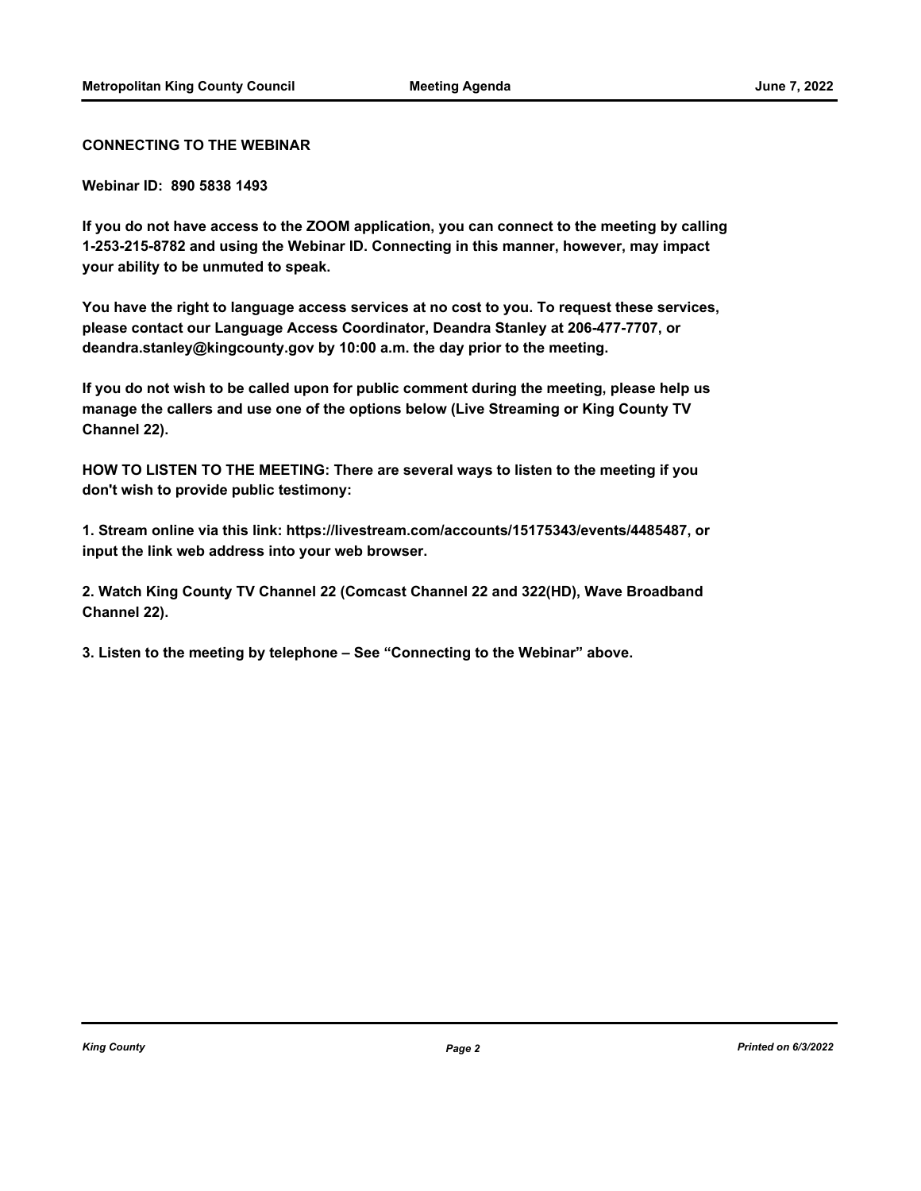**CONNECTING TO THE WEBINAR**

**Webinar ID: 890 5838 1493**

**If you do not have access to the ZOOM application, you can connect to the meeting by calling 1-253-215-8782 and using the Webinar ID. Connecting in this manner, however, may impact your ability to be unmuted to speak.**

**You have the right to language access services at no cost to you. To request these services, please contact our Language Access Coordinator, Deandra Stanley at 206-477-7707, or deandra.stanley@kingcounty.gov by 10:00 a.m. the day prior to the meeting.**

**If you do not wish to be called upon for public comment during the meeting, please help us manage the callers and use one of the options below (Live Streaming or King County TV Channel 22).**

**HOW TO LISTEN TO THE MEETING: There are several ways to listen to the meeting if you don't wish to provide public testimony:**

**1. Stream online via this link: https://livestream.com/accounts/15175343/events/4485487, or input the link web address into your web browser.**

**2. Watch King County TV Channel 22 (Comcast Channel 22 and 322(HD), Wave Broadband Channel 22).**

**3. Listen to the meeting by telephone – See "Connecting to the Webinar" above.**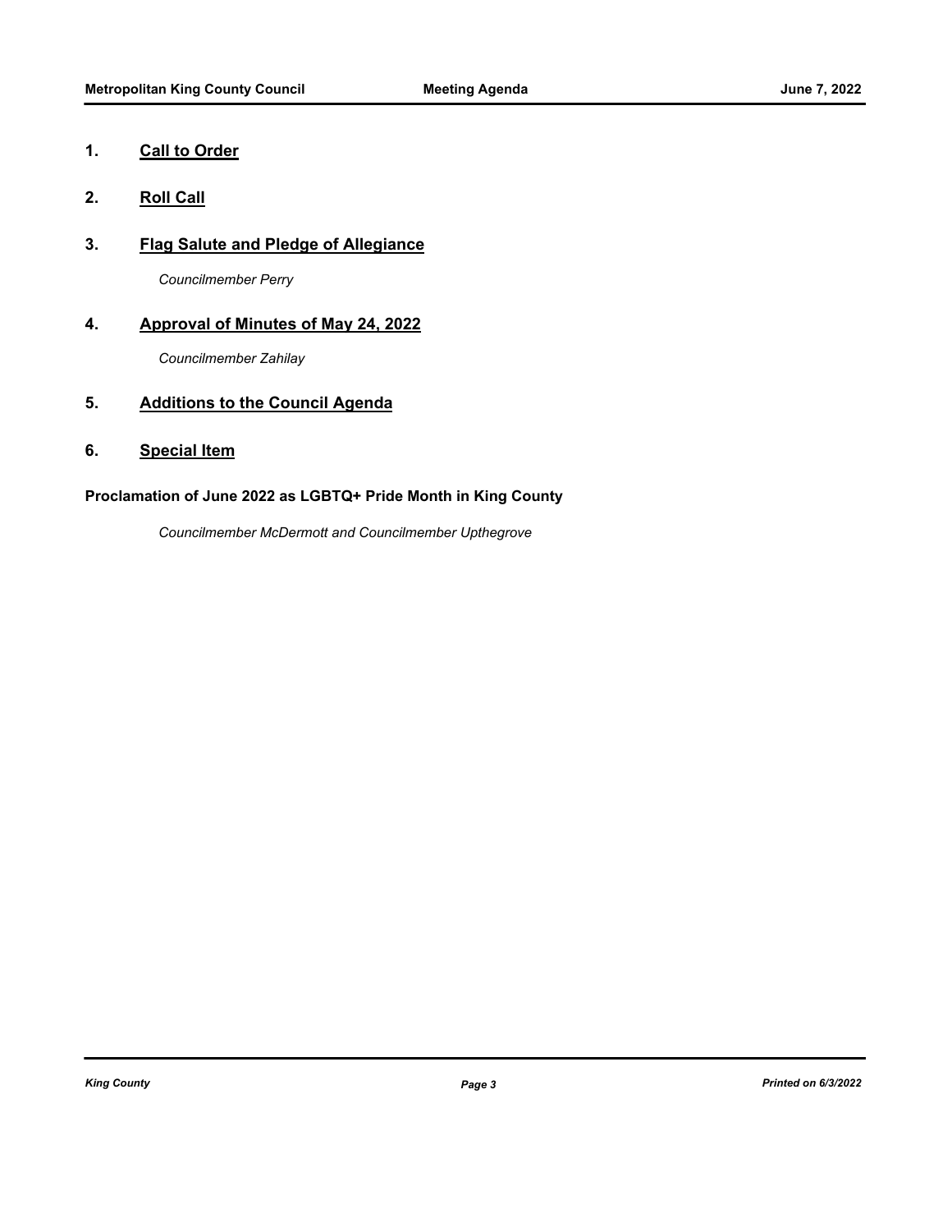## 1. Call to Order

## 2. Roll Call

## 3. Flag Salute and Pledge of Allegiance

*Councilmember Perry*

## 4. Approval of Minutes of May 24, 2022

*Councilmember Zahilay*

## 5. Additions to the Council Agenda

## 6. Special Item

**Proclamation of June 2022 as LGBTQ+ Pride Month in King County**

*Councilmember McDermott and Councilmember Upthegrove*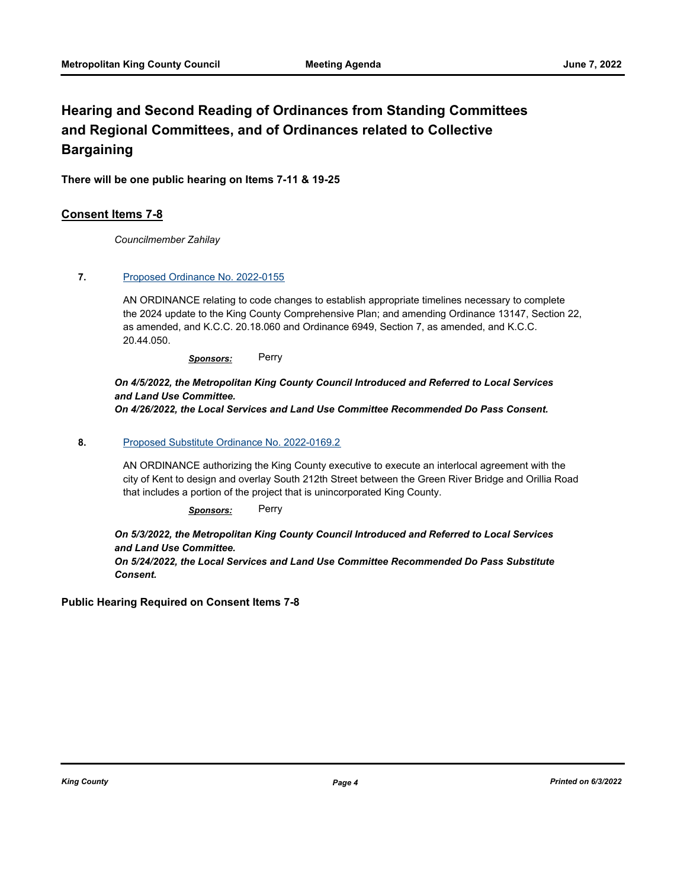## Hearing and Second Reading of Ordinances from Standing Committees and Regional Committees, and of Ordinances related to Collective Bargaining

**There will be one public hearing on Items 7-11 & 19-25**

### Consent Items 7-8

*Councilmember Zahilay*

**7.** Proposed Ordinance No. 2022-0155

AN ORDINANCE relating to code changes to establish appropriate timelines necessary to complete the 2024 update to the King County Comprehensive Plan; and amending Ordinance 13147, Section 22, as amended, and K.C.C. 20.18.060 and Ordinance 6949, Section 7, as amended, and K.C.C. 20.44.050.

***Sponsors:*** Perry

***On 4/5/2022, the Metropolitan King County Council Introduced and Referred to Local Services and Land Use Committee.***
***On 4/26/2022, the Local Services and Land Use Committee Recommended Do Pass Consent.***

**8.** Proposed Substitute Ordinance No. 2022-0169.2

AN ORDINANCE authorizing the King County executive to execute an interlocal agreement with the city of Kent to design and overlay South 212th Street between the Green River Bridge and Orillia Road that includes a portion of the project that is unincorporated King County.

***Sponsors:*** Perry

***On 5/3/2022, the Metropolitan King County Council Introduced and Referred to Local Services and Land Use Committee.***
***On 5/24/2022, the Local Services and Land Use Committee Recommended Do Pass Substitute Consent.***

**Public Hearing Required on Consent Items 7-8**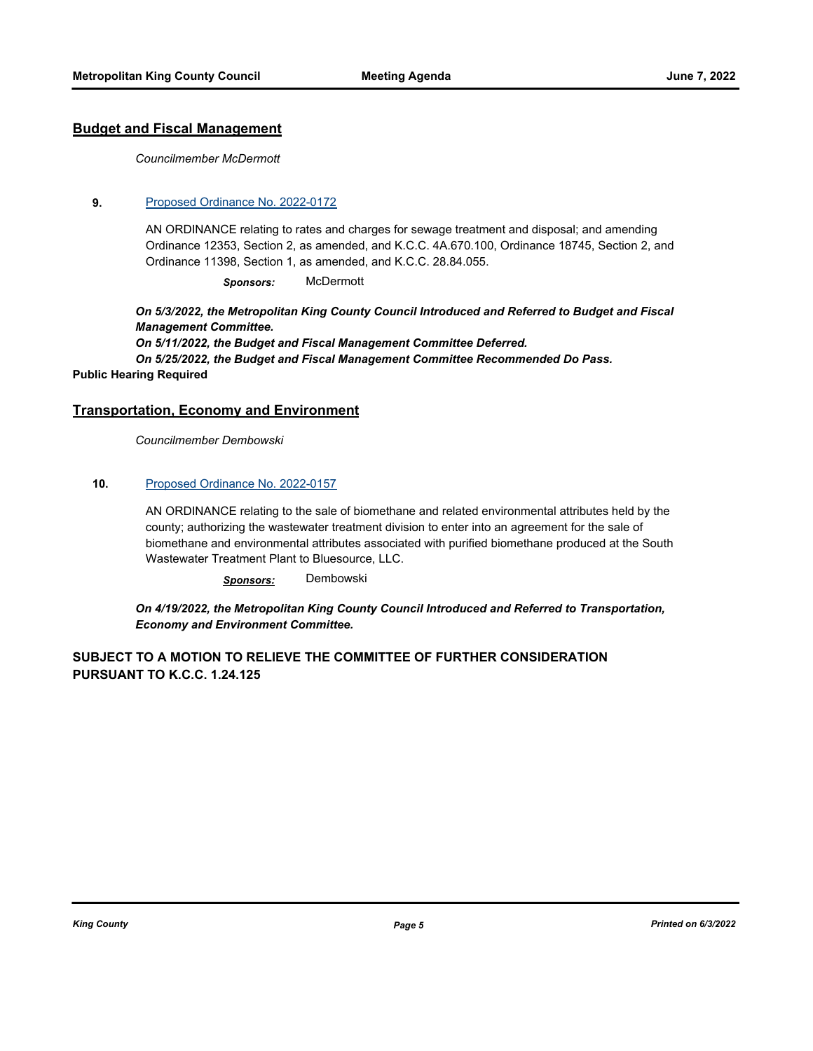## Budget and Fiscal Management

*Councilmember McDermott*

**9.** Proposed Ordinance No. 2022-0172

AN ORDINANCE relating to rates and charges for sewage treatment and disposal; and amending Ordinance 12353, Section 2, as amended, and K.C.C. 4A.670.100, Ordinance 18745, Section 2, and Ordinance 11398, Section 1, as amended, and K.C.C. 28.84.055.

***Sponsors:*** McDermott

***On 5/3/2022, the Metropolitan King County Council Introduced and Referred to Budget and Fiscal Management Committee.***
***On 5/11/2022, the Budget and Fiscal Management Committee Deferred.***
***On 5/25/2022, the Budget and Fiscal Management Committee Recommended Do Pass.***

**Public Hearing Required**

## Transportation, Economy and Environment

*Councilmember Dembowski*

**10.** Proposed Ordinance No. 2022-0157

AN ORDINANCE relating to the sale of biomethane and related environmental attributes held by the county; authorizing the wastewater treatment division to enter into an agreement for the sale of biomethane and environmental attributes associated with purified biomethane produced at the South Wastewater Treatment Plant to Bluesource, LLC.

***Sponsors:*** Dembowski

***On 4/19/2022, the Metropolitan King County Council Introduced and Referred to Transportation, Economy and Environment Committee.***

**SUBJECT TO A MOTION TO RELIEVE THE COMMITTEE OF FURTHER CONSIDERATION PURSUANT TO K.C.C. 1.24.125**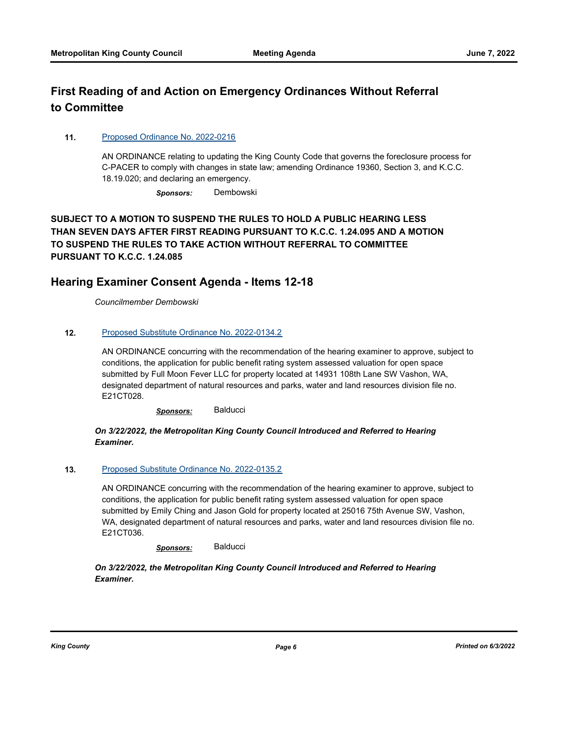## First Reading of and Action on Emergency Ordinances Without Referral to Committee

**11.** Proposed Ordinance No. 2022-0216

AN ORDINANCE relating to updating the King County Code that governs the foreclosure process for C-PACER to comply with changes in state law; amending Ordinance 19360, Section 3, and K.C.C. 18.19.020; and declaring an emergency.

***Sponsors:*** Dembowski

**SUBJECT TO A MOTION TO SUSPEND THE RULES TO HOLD A PUBLIC HEARING LESS THAN SEVEN DAYS AFTER FIRST READING PURSUANT TO K.C.C. 1.24.095 AND A MOTION TO SUSPEND THE RULES TO TAKE ACTION WITHOUT REFERRAL TO COMMITTEE PURSUANT TO K.C.C. 1.24.085**

## Hearing Examiner Consent Agenda - Items 12-18

*Councilmember Dembowski*

**12.** Proposed Substitute Ordinance No. 2022-0134.2

AN ORDINANCE concurring with the recommendation of the hearing examiner to approve, subject to conditions, the application for public benefit rating system assessed valuation for open space submitted by Full Moon Fever LLC for property located at 14931 108th Lane SW Vashon, WA, designated department of natural resources and parks, water and land resources division file no. E21CT028.

***Sponsors:*** Balducci

***On 3/22/2022, the Metropolitan King County Council Introduced and Referred to Hearing Examiner.***

**13.** Proposed Substitute Ordinance No. 2022-0135.2

AN ORDINANCE concurring with the recommendation of the hearing examiner to approve, subject to conditions, the application for public benefit rating system assessed valuation for open space submitted by Emily Ching and Jason Gold for property located at 25016 75th Avenue SW, Vashon, WA, designated department of natural resources and parks, water and land resources division file no. E21CT036.

***Sponsors:*** Balducci

***On 3/22/2022, the Metropolitan King County Council Introduced and Referred to Hearing Examiner.***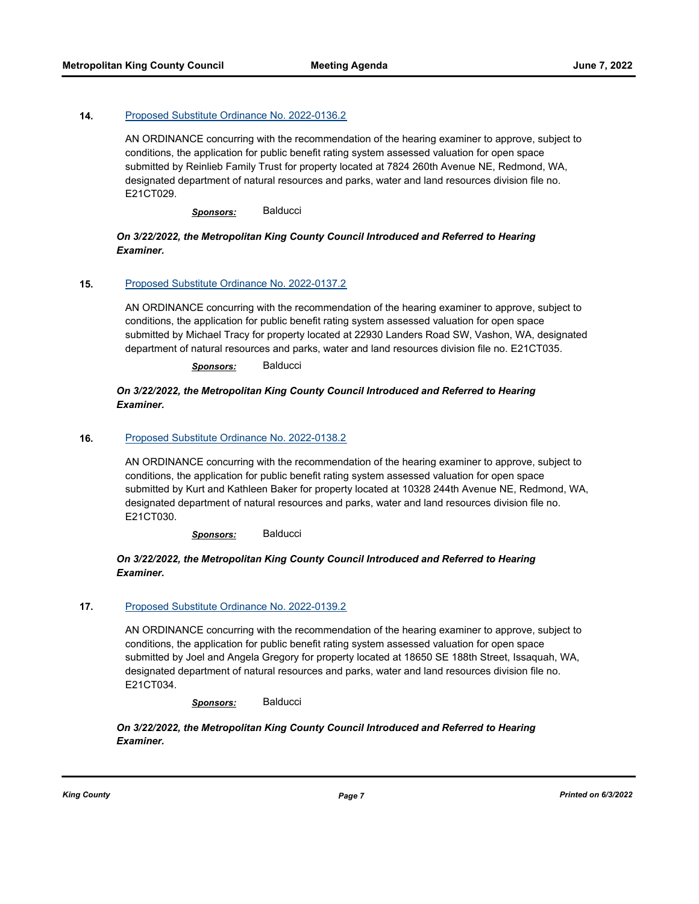**14.** [Proposed Substitute Ordinance No. 2022-0136.2]

AN ORDINANCE concurring with the recommendation of the hearing examiner to approve, subject to conditions, the application for public benefit rating system assessed valuation for open space submitted by Reinlieb Family Trust for property located at 7824 260th Avenue NE, Redmond, WA, designated department of natural resources and parks, water and land resources division file no. E21CT029.

***Sponsors:*** Balducci

***On 3/22/2022, the Metropolitan King County Council Introduced and Referred to Hearing Examiner.***

**15.** [Proposed Substitute Ordinance No. 2022-0137.2]

AN ORDINANCE concurring with the recommendation of the hearing examiner to approve, subject to conditions, the application for public benefit rating system assessed valuation for open space submitted by Michael Tracy for property located at 22930 Landers Road SW, Vashon, WA, designated department of natural resources and parks, water and land resources division file no. E21CT035.

***Sponsors:*** Balducci

***On 3/22/2022, the Metropolitan King County Council Introduced and Referred to Hearing Examiner.***

**16.** [Proposed Substitute Ordinance No. 2022-0138.2]

AN ORDINANCE concurring with the recommendation of the hearing examiner to approve, subject to conditions, the application for public benefit rating system assessed valuation for open space submitted by Kurt and Kathleen Baker for property located at 10328 244th Avenue NE, Redmond, WA, designated department of natural resources and parks, water and land resources division file no. E21CT030.

***Sponsors:*** Balducci

***On 3/22/2022, the Metropolitan King County Council Introduced and Referred to Hearing Examiner.***

**17.** [Proposed Substitute Ordinance No. 2022-0139.2]

AN ORDINANCE concurring with the recommendation of the hearing examiner to approve, subject to conditions, the application for public benefit rating system assessed valuation for open space submitted by Joel and Angela Gregory for property located at 18650 SE 188th Street, Issaquah, WA, designated department of natural resources and parks, water and land resources division file no. E21CT034.

***Sponsors:*** Balducci

***On 3/22/2022, the Metropolitan King County Council Introduced and Referred to Hearing Examiner.***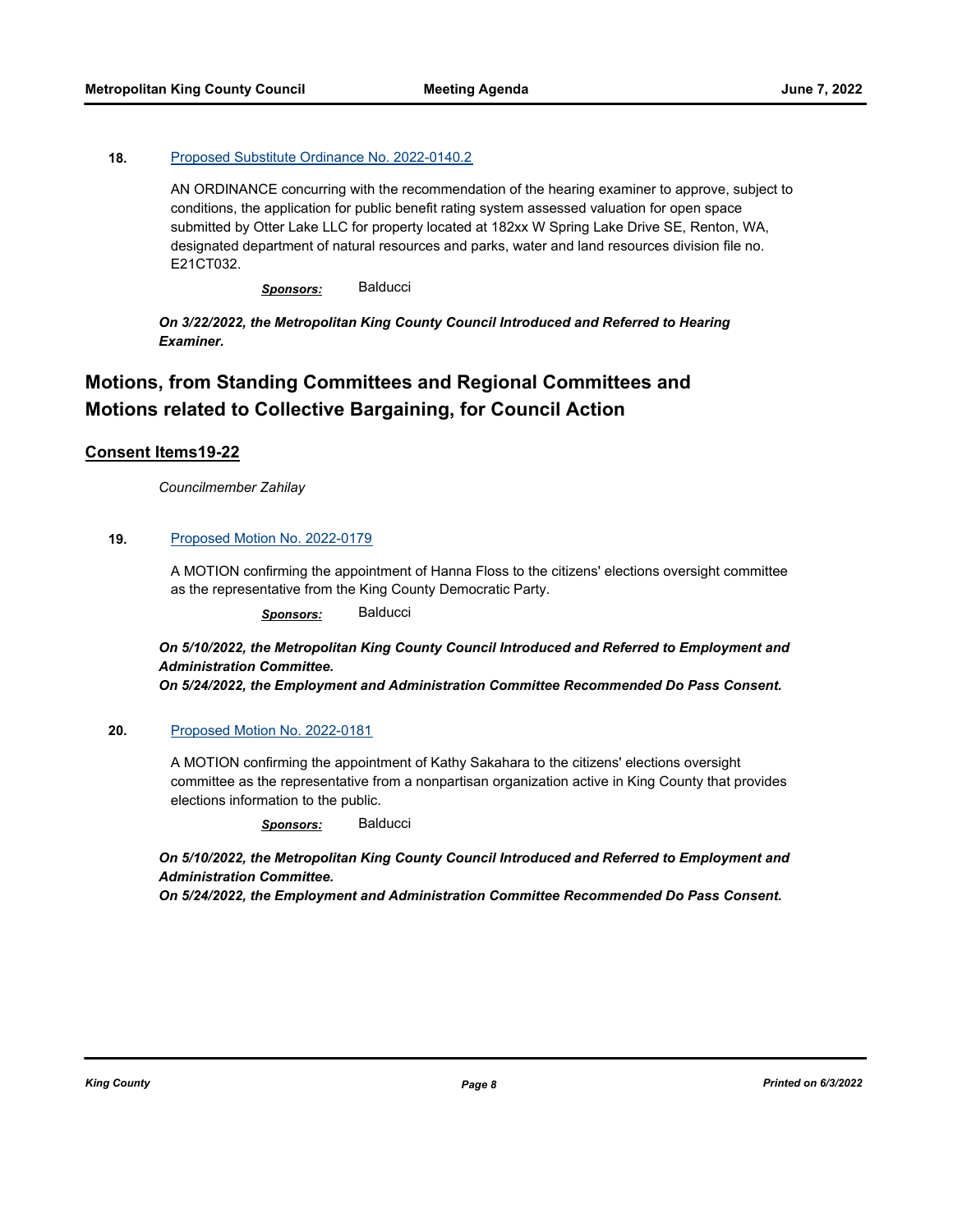**18.** Proposed Substitute Ordinance No. 2022-0140.2

AN ORDINANCE concurring with the recommendation of the hearing examiner to approve, subject to conditions, the application for public benefit rating system assessed valuation for open space submitted by Otter Lake LLC for property located at 182xx W Spring Lake Drive SE, Renton, WA, designated department of natural resources and parks, water and land resources division file no. E21CT032.

***Sponsors:*** Balducci

***On 3/22/2022, the Metropolitan King County Council Introduced and Referred to Hearing Examiner.***

## Motions, from Standing Committees and Regional Committees and Motions related to Collective Bargaining, for Council Action

### Consent Items19-22

*Councilmember Zahilay*

**19.** Proposed Motion No. 2022-0179

A MOTION confirming the appointment of Hanna Floss to the citizens' elections oversight committee as the representative from the King County Democratic Party.

***Sponsors:*** Balducci

***On 5/10/2022, the Metropolitan King County Council Introduced and Referred to Employment and Administration Committee.***
***On 5/24/2022, the Employment and Administration Committee Recommended Do Pass Consent.***

**20.** Proposed Motion No. 2022-0181

A MOTION confirming the appointment of Kathy Sakahara to the citizens' elections oversight committee as the representative from a nonpartisan organization active in King County that provides elections information to the public.

***Sponsors:*** Balducci

***On 5/10/2022, the Metropolitan King County Council Introduced and Referred to Employment and Administration Committee.***
***On 5/24/2022, the Employment and Administration Committee Recommended Do Pass Consent.***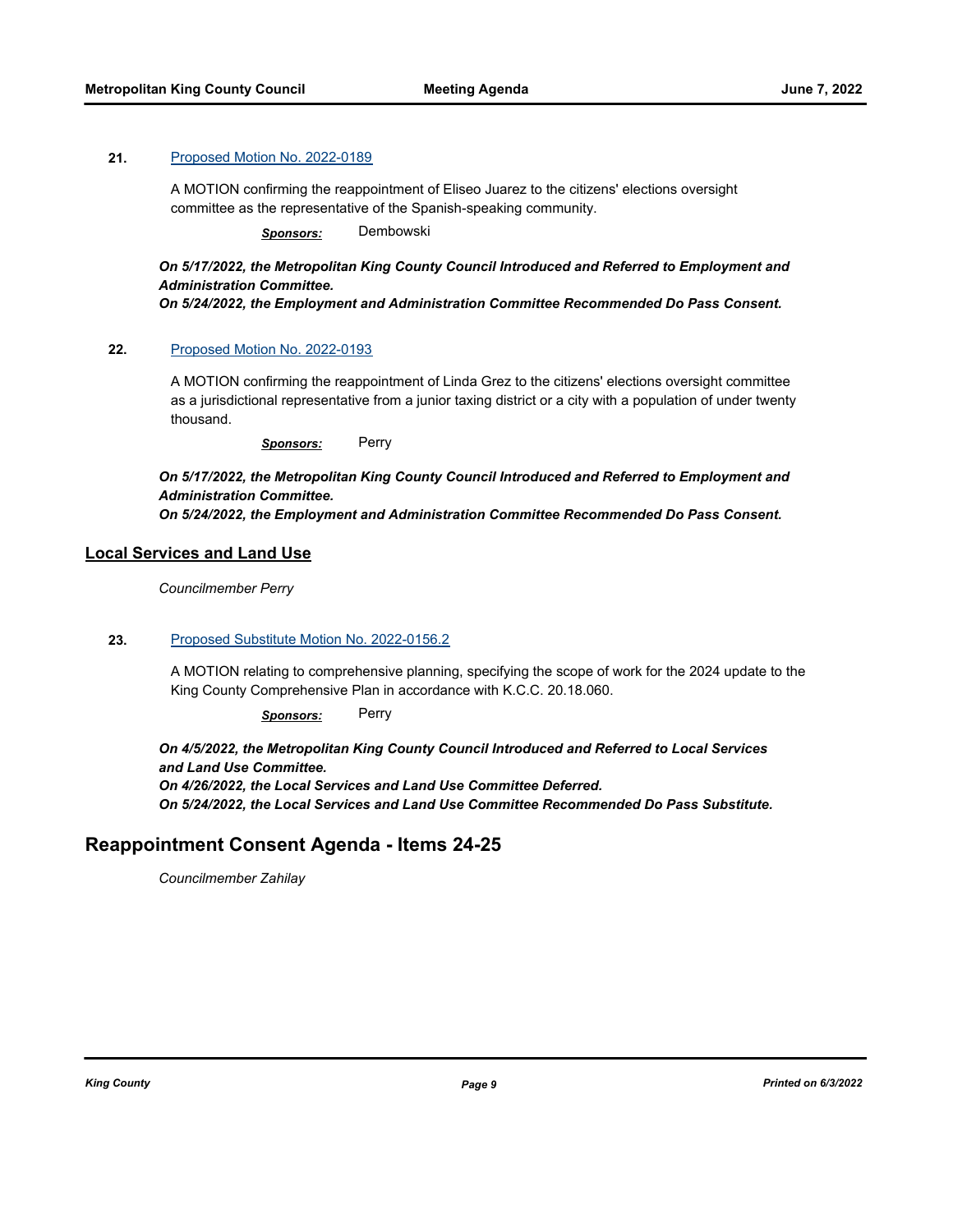**21.** [Proposed Motion No. 2022-0189]

A MOTION confirming the reappointment of Eliseo Juarez to the citizens' elections oversight committee as the representative of the Spanish-speaking community.

***Sponsors:*** Dembowski

***On 5/17/2022, the Metropolitan King County Council Introduced and Referred to Employment and Administration Committee.***
***On 5/24/2022, the Employment and Administration Committee Recommended Do Pass Consent.***

**22.** [Proposed Motion No. 2022-0193]

A MOTION confirming the reappointment of Linda Grez to the citizens' elections oversight committee as a jurisdictional representative from a junior taxing district or a city with a population of under twenty thousand.

***Sponsors:*** Perry

***On 5/17/2022, the Metropolitan King County Council Introduced and Referred to Employment and Administration Committee.***
***On 5/24/2022, the Employment and Administration Committee Recommended Do Pass Consent.***

### Local Services and Land Use

*Councilmember Perry*

**23.** [Proposed Substitute Motion No. 2022-0156.2]

A MOTION relating to comprehensive planning, specifying the scope of work for the 2024 update to the King County Comprehensive Plan in accordance with K.C.C. 20.18.060.

***Sponsors:*** Perry

***On 4/5/2022, the Metropolitan King County Council Introduced and Referred to Local Services and Land Use Committee.***
***On 4/26/2022, the Local Services and Land Use Committee Deferred.***
***On 5/24/2022, the Local Services and Land Use Committee Recommended Do Pass Substitute.***

## Reappointment Consent Agenda - Items 24-25

*Councilmember Zahilay*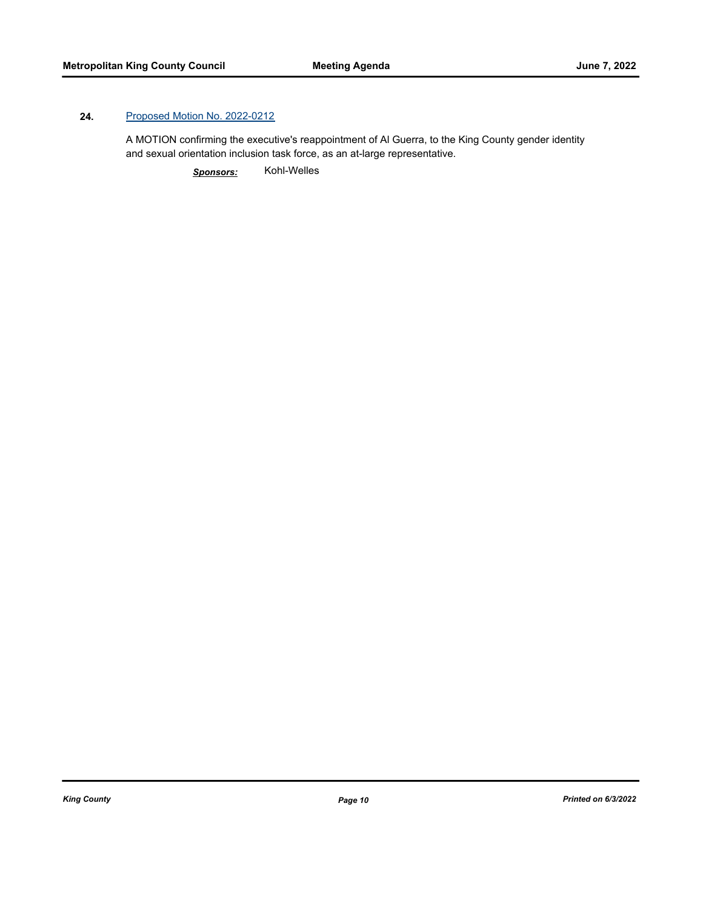**24.** [Proposed Motion No. 2022-0212]

A MOTION confirming the executive's reappointment of Al Guerra, to the King County gender identity and sexual orientation inclusion task force, as an at-large representative.

***Sponsors:*** Kohl-Welles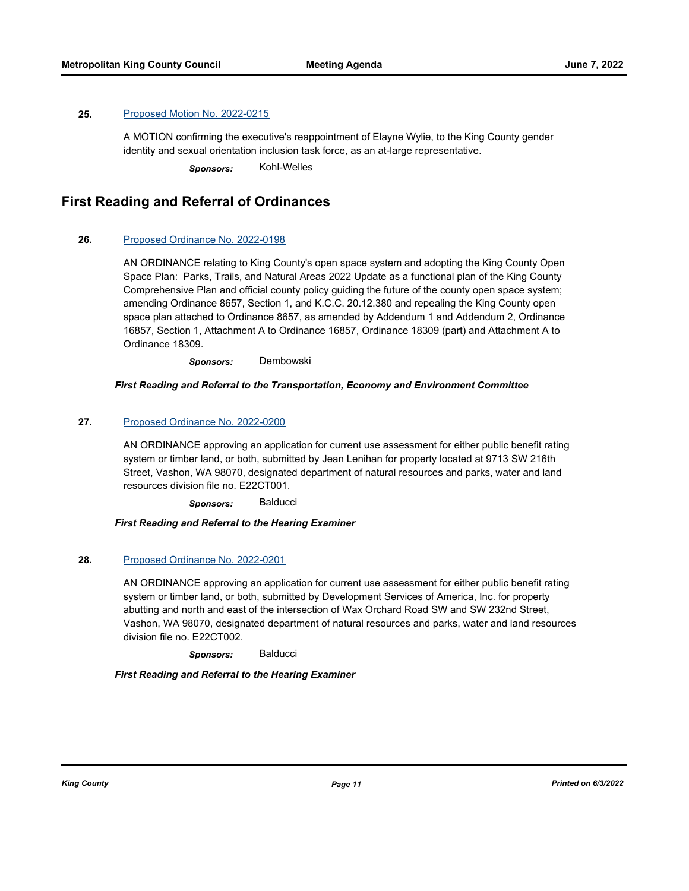**25.** [Proposed Motion No. 2022-0215]

A MOTION confirming the executive's reappointment of Elayne Wylie, to the King County gender identity and sexual orientation inclusion task force, as an at-large representative.

***Sponsors:*** Kohl-Welles

## First Reading and Referral of Ordinances

**26.** [Proposed Ordinance No. 2022-0198]

AN ORDINANCE relating to King County's open space system and adopting the King County Open Space Plan: Parks, Trails, and Natural Areas 2022 Update as a functional plan of the King County Comprehensive Plan and official county policy guiding the future of the county open space system; amending Ordinance 8657, Section 1, and K.C.C. 20.12.380 and repealing the King County open space plan attached to Ordinance 8657, as amended by Addendum 1 and Addendum 2, Ordinance 16857, Section 1, Attachment A to Ordinance 16857, Ordinance 18309 (part) and Attachment A to Ordinance 18309.

***Sponsors:*** Dembowski

***First Reading and Referral to the Transportation, Economy and Environment Committee***

**27.** [Proposed Ordinance No. 2022-0200]

AN ORDINANCE approving an application for current use assessment for either public benefit rating system or timber land, or both, submitted by Jean Lenihan for property located at 9713 SW 216th Street, Vashon, WA 98070, designated department of natural resources and parks, water and land resources division file no. E22CT001.

***Sponsors:*** Balducci

***First Reading and Referral to the Hearing Examiner***

**28.** [Proposed Ordinance No. 2022-0201]

AN ORDINANCE approving an application for current use assessment for either public benefit rating system or timber land, or both, submitted by Development Services of America, Inc. for property abutting and north and east of the intersection of Wax Orchard Road SW and SW 232nd Street, Vashon, WA 98070, designated department of natural resources and parks, water and land resources division file no. E22CT002.

***Sponsors:*** Balducci

***First Reading and Referral to the Hearing Examiner***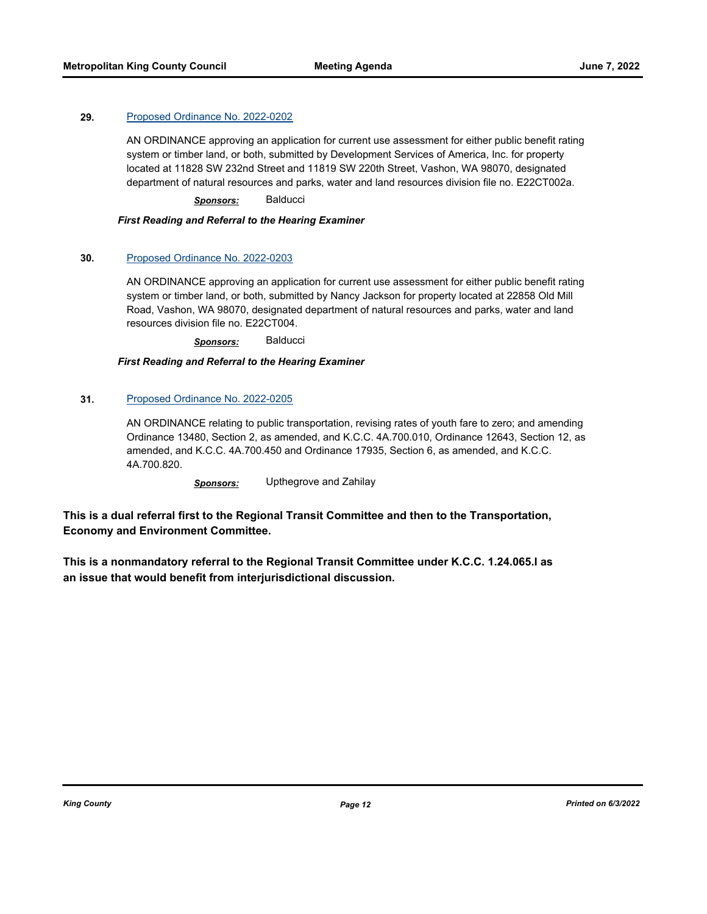**29.** Proposed Ordinance No. 2022-0202

AN ORDINANCE approving an application for current use assessment for either public benefit rating system or timber land, or both, submitted by Development Services of America, Inc. for property located at 11828 SW 232nd Street and 11819 SW 220th Street, Vashon, WA 98070, designated department of natural resources and parks, water and land resources division file no. E22CT002a.

***Sponsors:*** Balducci

***First Reading and Referral to the Hearing Examiner***

**30.** Proposed Ordinance No. 2022-0203

AN ORDINANCE approving an application for current use assessment for either public benefit rating system or timber land, or both, submitted by Nancy Jackson for property located at 22858 Old Mill Road, Vashon, WA 98070, designated department of natural resources and parks, water and land resources division file no. E22CT004.

***Sponsors:*** Balducci

***First Reading and Referral to the Hearing Examiner***

**31.** Proposed Ordinance No. 2022-0205

AN ORDINANCE relating to public transportation, revising rates of youth fare to zero; and amending Ordinance 13480, Section 2, as amended, and K.C.C. 4A.700.010, Ordinance 12643, Section 12, as amended, and K.C.C. 4A.700.450 and Ordinance 17935, Section 6, as amended, and K.C.C. 4A.700.820.

***Sponsors:*** Upthegrove and Zahilay

**This is a dual referral first to the Regional Transit Committee and then to the Transportation, Economy and Environment Committee.**

**This is a nonmandatory referral to the Regional Transit Committee under K.C.C. 1.24.065.I as an issue that would benefit from interjurisdictional discussion.**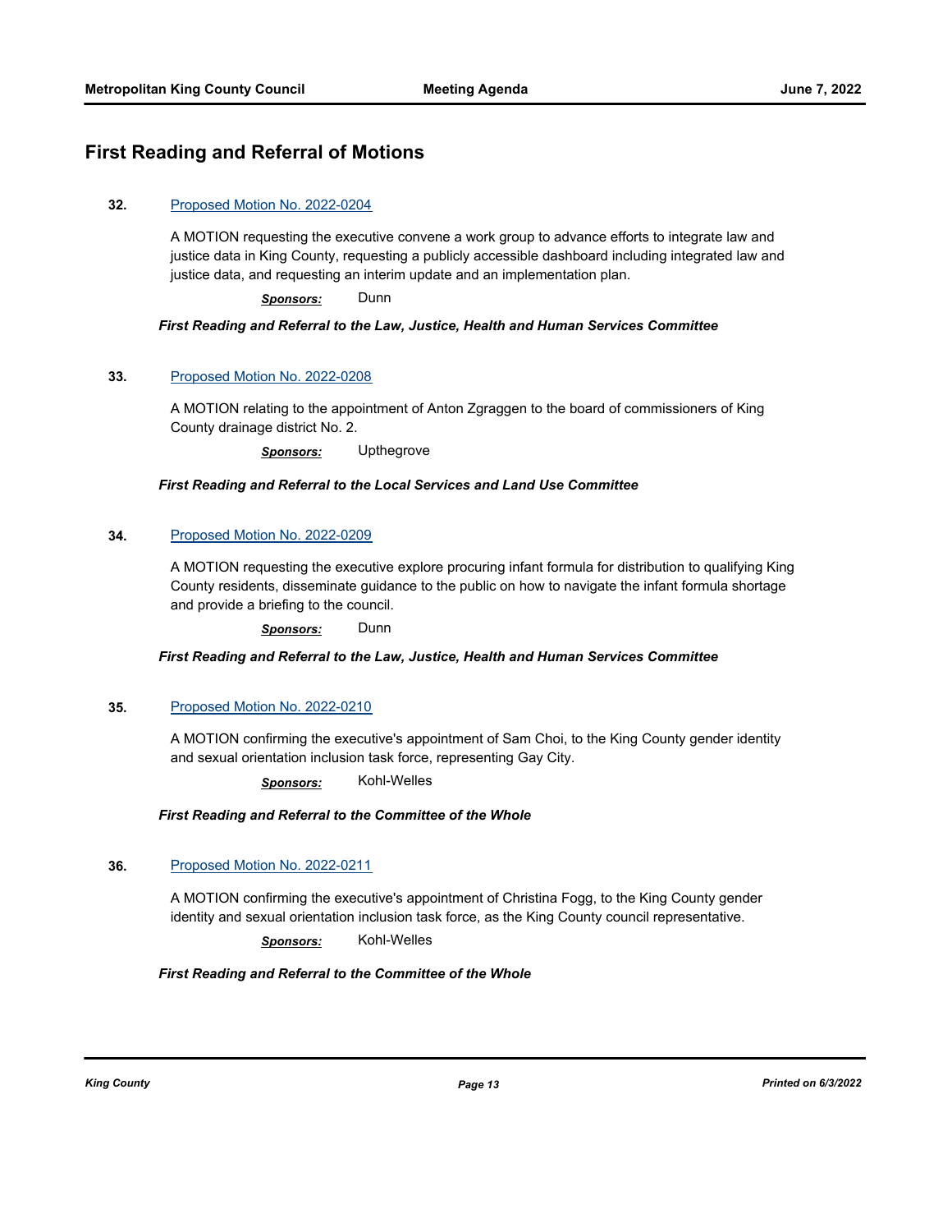## First Reading and Referral of Motions

**32.** Proposed Motion No. 2022-0204

A MOTION requesting the executive convene a work group to advance efforts to integrate law and justice data in King County, requesting a publicly accessible dashboard including integrated law and justice data, and requesting an interim update and an implementation plan.

***Sponsors:*** Dunn

***First Reading and Referral to the Law, Justice, Health and Human Services Committee***

**33.** Proposed Motion No. 2022-0208

A MOTION relating to the appointment of Anton Zgraggen to the board of commissioners of King County drainage district No. 2.

***Sponsors:*** Upthegrove

***First Reading and Referral to the Local Services and Land Use Committee***

**34.** Proposed Motion No. 2022-0209

A MOTION requesting the executive explore procuring infant formula for distribution to qualifying King County residents, disseminate guidance to the public on how to navigate the infant formula shortage and provide a briefing to the council.

***Sponsors:*** Dunn

***First Reading and Referral to the Law, Justice, Health and Human Services Committee***

**35.** Proposed Motion No. 2022-0210

A MOTION confirming the executive's appointment of Sam Choi, to the King County gender identity and sexual orientation inclusion task force, representing Gay City.

***Sponsors:*** Kohl-Welles

***First Reading and Referral to the Committee of the Whole***

**36.** Proposed Motion No. 2022-0211

A MOTION confirming the executive's appointment of Christina Fogg, to the King County gender identity and sexual orientation inclusion task force, as the King County council representative.

***Sponsors:*** Kohl-Welles

***First Reading and Referral to the Committee of the Whole***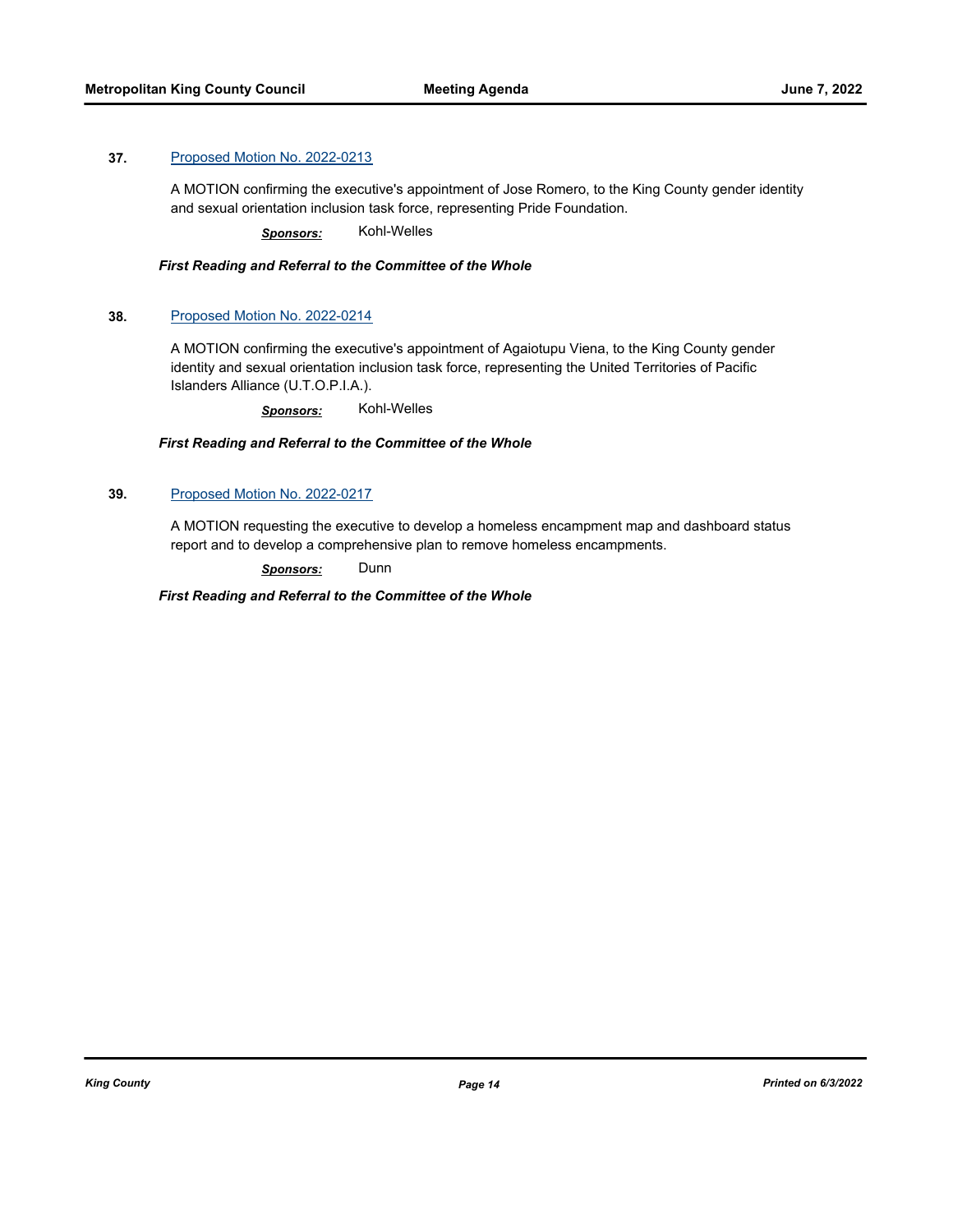**37.** Proposed Motion No. 2022-0213

A MOTION confirming the executive's appointment of Jose Romero, to the King County gender identity and sexual orientation inclusion task force, representing Pride Foundation.

***Sponsors:*** Kohl-Welles

***First Reading and Referral to the Committee of the Whole***

**38.** Proposed Motion No. 2022-0214

A MOTION confirming the executive's appointment of Agaiotupu Viena, to the King County gender identity and sexual orientation inclusion task force, representing the United Territories of Pacific Islanders Alliance (U.T.O.P.I.A.).

***Sponsors:*** Kohl-Welles

***First Reading and Referral to the Committee of the Whole***

**39.** Proposed Motion No. 2022-0217

A MOTION requesting the executive to develop a homeless encampment map and dashboard status report and to develop a comprehensive plan to remove homeless encampments.

***Sponsors:*** Dunn

***First Reading and Referral to the Committee of the Whole***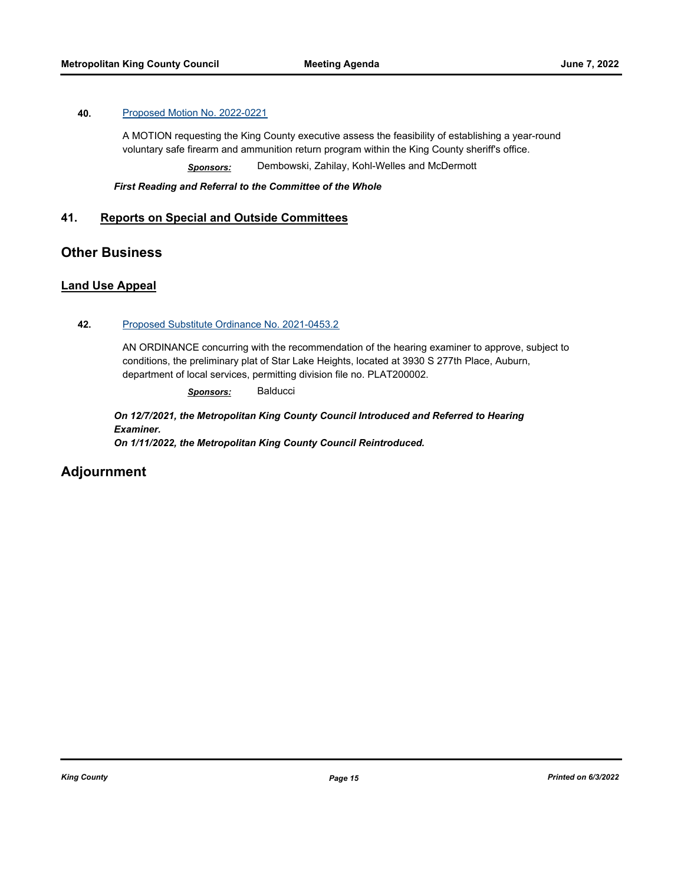**40.** Proposed Motion No. 2022-0221

A MOTION requesting the King County executive assess the feasibility of establishing a year-round voluntary safe firearm and ammunition return program within the King County sheriff's office.

***Sponsors:*** Dembowski, Zahilay, Kohl-Welles and McDermott

***First Reading and Referral to the Committee of the Whole***

## 41. Reports on Special and Outside Committees

# Other Business

## Land Use Appeal

**42.** Proposed Substitute Ordinance No. 2021-0453.2

AN ORDINANCE concurring with the recommendation of the hearing examiner to approve, subject to conditions, the preliminary plat of Star Lake Heights, located at 3930 S 277th Place, Auburn, department of local services, permitting division file no. PLAT200002.

***Sponsors:*** Balducci

***On 12/7/2021, the Metropolitan King County Council Introduced and Referred to Hearing Examiner.***
***On 1/11/2022, the Metropolitan King County Council Reintroduced.***

# Adjournment